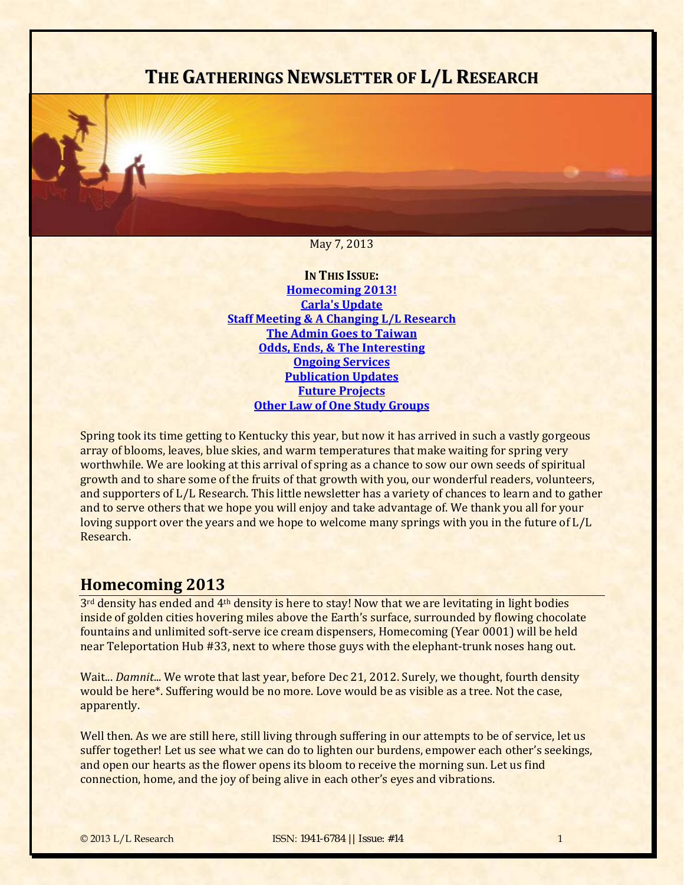# THE GATHERINGS NEWSLETTER OF L/L RESEARCH

May 7, 2013

**IN THIS ISSUE:**

**Homecoming 2013!**
**Carla's Update**
**Staff Meeting & A Changing L/L Research**
**The Admin Goes to Taiwan**
**Odds, Ends, & The Interesting**
**Ongoing Services**
**Publication Updates**
**Future Projects**
**Other Law of One Study Groups**

Spring took its time getting to Kentucky this year, but now it has arrived in such a vastly gorgeous array of blooms, leaves, blue skies, and warm temperatures that make waiting for spring very worthwhile. We are looking at this arrival of spring as a chance to sow our own seeds of spiritual growth and to share some of the fruits of that growth with you, our wonderful readers, volunteers, and supporters of L/L Research. This little newsletter has a variety of chances to learn and to gather and to serve others that we hope you will enjoy and take advantage of. We thank you all for your loving support over the years and we hope to welcome many springs with you in the future of L/L Research.

## Homecoming 2013

3rd density has ended and 4th density is here to stay! Now that we are levitating in light bodies inside of golden cities hovering miles above the Earth's surface, surrounded by flowing chocolate fountains and unlimited soft-serve ice cream dispensers, Homecoming (Year 0001) will be held near Teleportation Hub #33, next to where those guys with the elephant-trunk noses hang out.

Wait... *Damnit*... We wrote that last year, before Dec 21, 2012. Surely, we thought, fourth density would be here*. Suffering would be no more. Love would be as visible as a tree. Not the case, apparently.

Well then. As we are still here, still living through suffering in our attempts to be of service, let us suffer together! Let us see what we can do to lighten our burdens, empower each other's seekings, and open our hearts as the flower opens its bloom to receive the morning sun. Let us find connection, home, and the joy of being alive in each other's eyes and vibrations.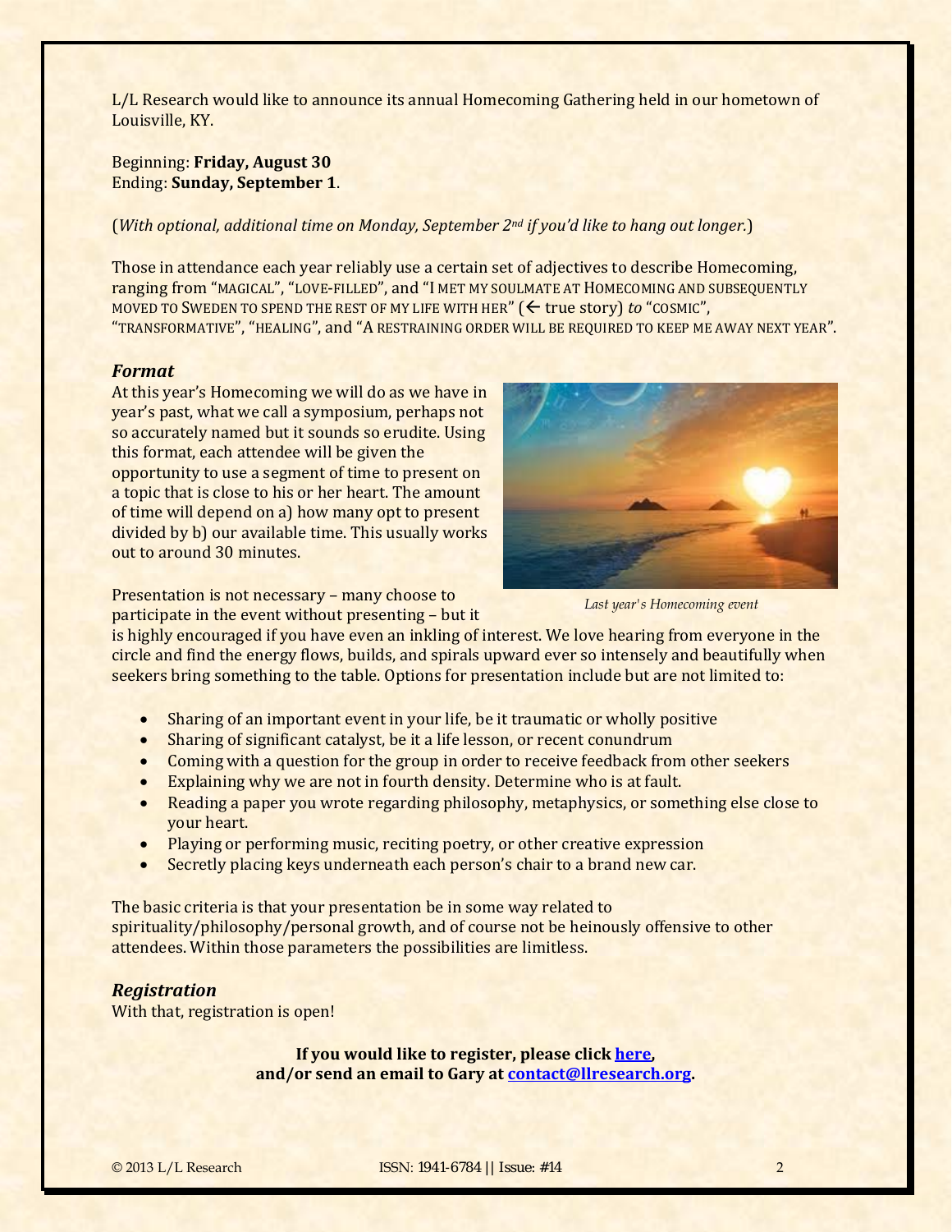L/L Research would like to announce its annual Homecoming Gathering held in our hometown of Louisville, KY.

Beginning: **Friday, August 30**
Ending: **Sunday, September 1**.

(*With optional, additional time on Monday, September 2nd if you'd like to hang out longer.*)

Those in attendance each year reliably use a certain set of adjectives to describe Homecoming, ranging from "MAGICAL", "LOVE-FILLED", and "I MET MY SOULMATE AT HOMECOMING AND SUBSEQUENTLY MOVED TO SWEDEN TO SPEND THE REST OF MY LIFE WITH HER" (← true story) *to* "COSMIC", "TRANSFORMATIVE", "HEALING", and "A RESTRAINING ORDER WILL BE REQUIRED TO KEEP ME AWAY NEXT YEAR".

### *Format*

At this year's Homecoming we will do as we have in year's past, what we call a symposium, perhaps not so accurately named but it sounds so erudite. Using this format, each attendee will be given the opportunity to use a segment of time to present on a topic that is close to his or her heart. The amount of time will depend on a) how many opt to present divided by b) our available time. This usually works out to around 30 minutes.

*Last year's Homecoming event*

Presentation is not necessary – many choose to participate in the event without presenting – but it is highly encouraged if you have even an inkling of interest. We love hearing from everyone in the circle and find the energy flows, builds, and spirals upward ever so intensely and beautifully when seekers bring something to the table. Options for presentation include but are not limited to:

- Sharing of an important event in your life, be it traumatic or wholly positive
- Sharing of significant catalyst, be it a life lesson, or recent conundrum
- Coming with a question for the group in order to receive feedback from other seekers
- Explaining why we are not in fourth density. Determine who is at fault.
- Reading a paper you wrote regarding philosophy, metaphysics, or something else close to your heart.
- Playing or performing music, reciting poetry, or other creative expression
- Secretly placing keys underneath each person's chair to a brand new car.

The basic criteria is that your presentation be in some way related to spirituality/philosophy/personal growth, and of course not be heinously offensive to other attendees. Within those parameters the possibilities are limitless.

### *Registration*

With that, registration is open!

**If you would like to register, please click here,**
**and/or send an email to Gary at contact@llresearch.org.**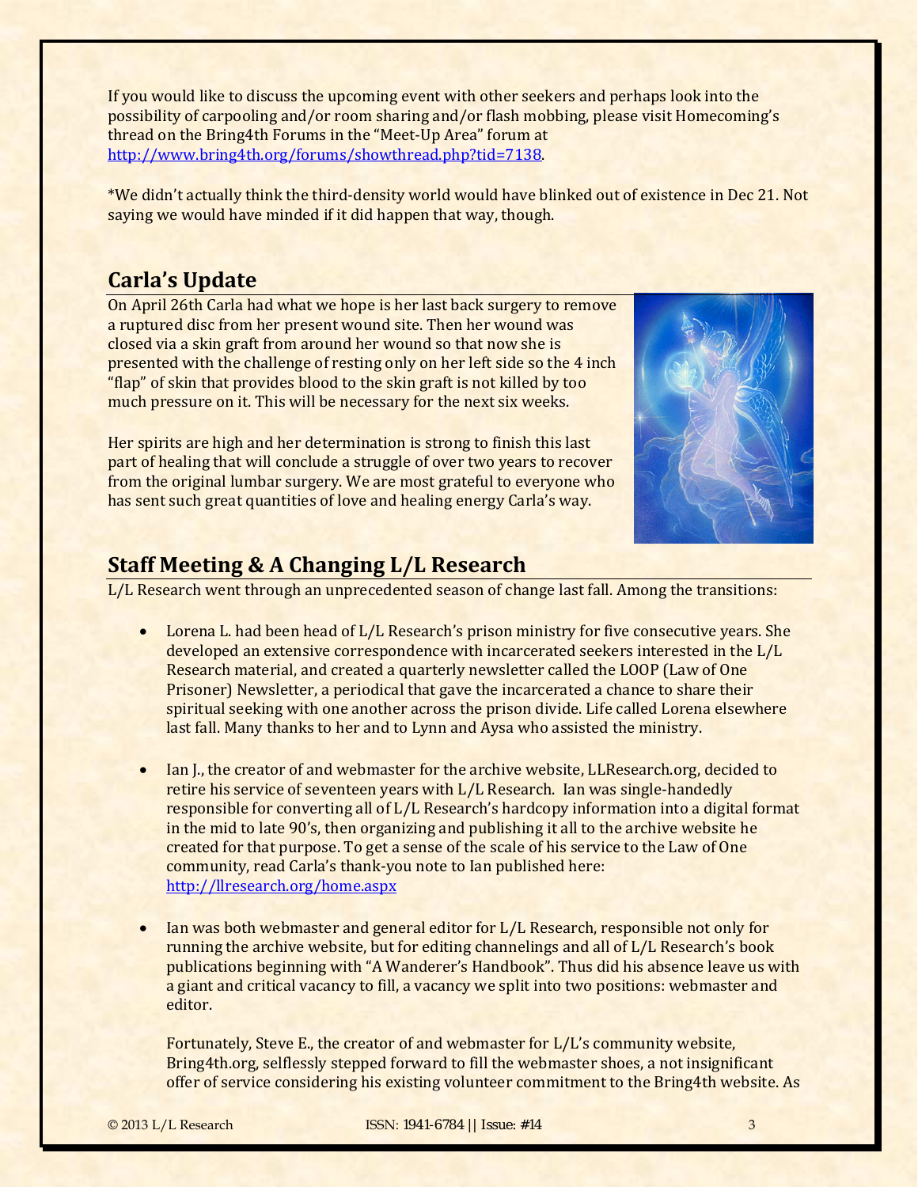If you would like to discuss the upcoming event with other seekers and perhaps look into the possibility of carpooling and/or room sharing and/or flash mobbing, please visit Homecoming's thread on the Bring4th Forums in the "Meet-Up Area" forum at http://www.bring4th.org/forums/showthread.php?tid=7138.

*We didn't actually think the third-density world would have blinked out of existence in Dec 21. Not saying we would have minded if it did happen that way, though.

## Carla's Update

On April 26th Carla had what we hope is her last back surgery to remove a ruptured disc from her present wound site. Then her wound was closed via a skin graft from around her wound so that now she is presented with the challenge of resting only on her left side so the 4 inch "flap" of skin that provides blood to the skin graft is not killed by too much pressure on it. This will be necessary for the next six weeks.

Her spirits are high and her determination is strong to finish this last part of healing that will conclude a struggle of over two years to recover from the original lumbar surgery. We are most grateful to everyone who has sent such great quantities of love and healing energy Carla's way.

## Staff Meeting & A Changing L/L Research

L/L Research went through an unprecedented season of change last fall. Among the transitions:

- Lorena L. had been head of L/L Research's prison ministry for five consecutive years. She developed an extensive correspondence with incarcerated seekers interested in the L/L Research material, and created a quarterly newsletter called the LOOP (Law of One Prisoner) Newsletter, a periodical that gave the incarcerated a chance to share their spiritual seeking with one another across the prison divide. Life called Lorena elsewhere last fall. Many thanks to her and to Lynn and Aysa who assisted the ministry.

- Ian J., the creator of and webmaster for the archive website, LLResearch.org, decided to retire his service of seventeen years with L/L Research. Ian was single-handedly responsible for converting all of L/L Research's hardcopy information into a digital format in the mid to late 90's, then organizing and publishing it all to the archive website he created for that purpose. To get a sense of the scale of his service to the Law of One community, read Carla's thank-you note to Ian published here: http://llresearch.org/home.aspx

- Ian was both webmaster and general editor for L/L Research, responsible not only for running the archive website, but for editing channelings and all of L/L Research's book publications beginning with "A Wanderer's Handbook". Thus did his absence leave us with a giant and critical vacancy to fill, a vacancy we split into two positions: webmaster and editor.

  Fortunately, Steve E., the creator of and webmaster for L/L's community website, Bring4th.org, selflessly stepped forward to fill the webmaster shoes, a not insignificant offer of service considering his existing volunteer commitment to the Bring4th website. As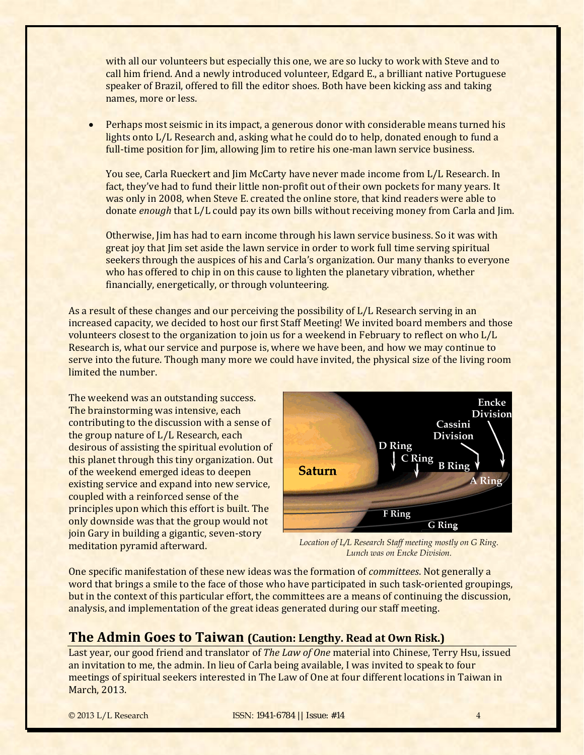with all our volunteers but especially this one, we are so lucky to work with Steve and to call him friend. And a newly introduced volunteer, Edgard E., a brilliant native Portuguese speaker of Brazil, offered to fill the editor shoes. Both have been kicking ass and taking names, more or less.

- Perhaps most seismic in its impact, a generous donor with considerable means turned his lights onto L/L Research and, asking what he could do to help, donated enough to fund a full-time position for Jim, allowing Jim to retire his one-man lawn service business.

  You see, Carla Rueckert and Jim McCarty have never made income from L/L Research. In fact, they've had to fund their little non-profit out of their own pockets for many years. It was only in 2008, when Steve E. created the online store, that kind readers were able to donate *enough* that L/L could pay its own bills without receiving money from Carla and Jim.

  Otherwise, Jim has had to earn income through his lawn service business. So it was with great joy that Jim set aside the lawn service in order to work full time serving spiritual seekers through the auspices of his and Carla's organization. Our many thanks to everyone who has offered to chip in on this cause to lighten the planetary vibration, whether financially, energetically, or through volunteering.

As a result of these changes and our perceiving the possibility of L/L Research serving in an increased capacity, we decided to host our first Staff Meeting! We invited board members and those volunteers closest to the organization to join us for a weekend in February to reflect on who L/L Research is, what our service and purpose is, where we have been, and how we may continue to serve into the future. Though many more we could have invited, the physical size of the living room limited the number.

The weekend was an outstanding success. The brainstorming was intensive, each contributing to the discussion with a sense of the group nature of L/L Research, each desirous of assisting the spiritual evolution of this planet through this tiny organization. Out of the weekend emerged ideas to deepen existing service and expand into new service, coupled with a reinforced sense of the principles upon which this effort is built. The only downside was that the group would not join Gary in building a gigantic, seven-story meditation pyramid afterward.

*Location of L/L Research Staff meeting mostly on G Ring. Lunch was on Encke Division.*

One specific manifestation of these new ideas was the formation of *committees*. Not generally a word that brings a smile to the face of those who have participated in such task-oriented groupings, but in the context of this particular effort, the committees are a means of continuing the discussion, analysis, and implementation of the great ideas generated during our staff meeting.

## The Admin Goes to Taiwan (Caution: Lengthy. Read at Own Risk.)

Last year, our good friend and translator of *The Law of One* material into Chinese, Terry Hsu, issued an invitation to me, the admin. In lieu of Carla being available, I was invited to speak to four meetings of spiritual seekers interested in The Law of One at four different locations in Taiwan in March, 2013.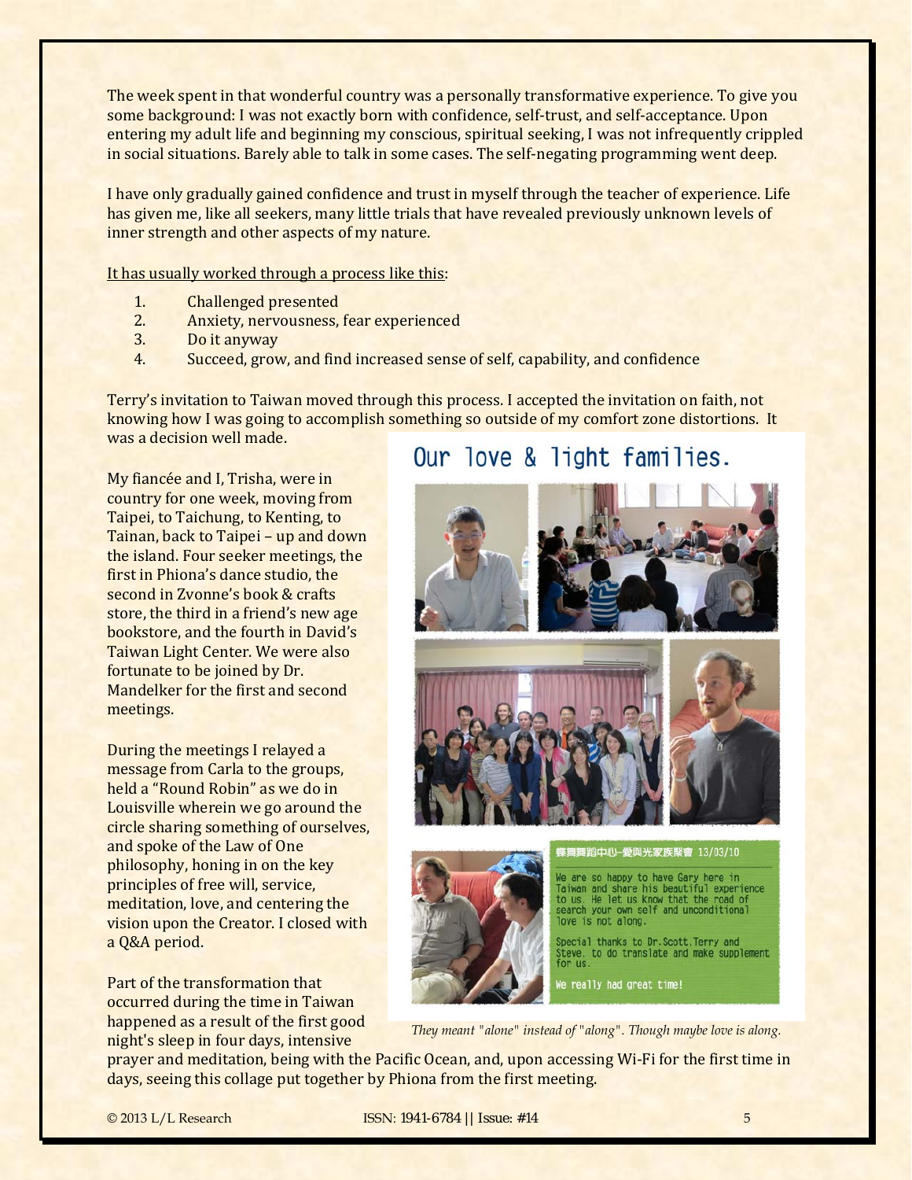The week spent in that wonderful country was a personally transformative experience. To give you some background: I was not exactly born with confidence, self-trust, and self-acceptance. Upon entering my adult life and beginning my conscious, spiritual seeking, I was not infrequently crippled in social situations. Barely able to talk in some cases. The self-negating programming went deep.

I have only gradually gained confidence and trust in myself through the teacher of experience. Life has given me, like all seekers, many little trials that have revealed previously unknown levels of inner strength and other aspects of my nature.

It has usually worked through a process like this:

1. Challenged presented
2. Anxiety, nervousness, fear experienced
3. Do it anyway
4. Succeed, grow, and find increased sense of self, capability, and confidence

Terry's invitation to Taiwan moved through this process. I accepted the invitation on faith, not knowing how I was going to accomplish something so outside of my comfort zone distortions. It was a decision well made.

My fiancée and I, Trisha, were in country for one week, moving from Taipei, to Taichung, to Kenting, to Tainan, back to Taipei – up and down the island. Four seeker meetings, the first in Phiona's dance studio, the second in Zvonne's book & crafts store, the third in a friend's new age bookstore, and the fourth in David's Taiwan Light Center. We were also fortunate to be joined by Dr. Mandelker for the first and second meetings.

During the meetings I relayed a message from Carla to the groups, held a "Round Robin" as we do in Louisville wherein we go around the circle sharing something of ourselves, and spoke of the Law of One philosophy, honing in on the key principles of free will, service, meditation, love, and centering the vision upon the Creator. I closed with a Q&A period.

Part of the transformation that occurred during the time in Taiwan happened as a result of the first good night's sleep in four days, intensive prayer and meditation, being with the Pacific Ocean, and, upon accessing Wi-Fi for the first time in days, seeing this collage put together by Phiona from the first meeting.

Our love & light families.

蝶舞舞蹈中心-愛與光家族聚會 13/03/10

We are so happy to have Gary here in Taiwan and share his beautiful experience to us. He let us know that the road of search your own self and unconditional love is not along.

Special thanks to Dr.Scott,Terry and Steve. to do translate and make supplement for us.

We really had great time!

*They meant "alone" instead of "along". Though maybe love is along.*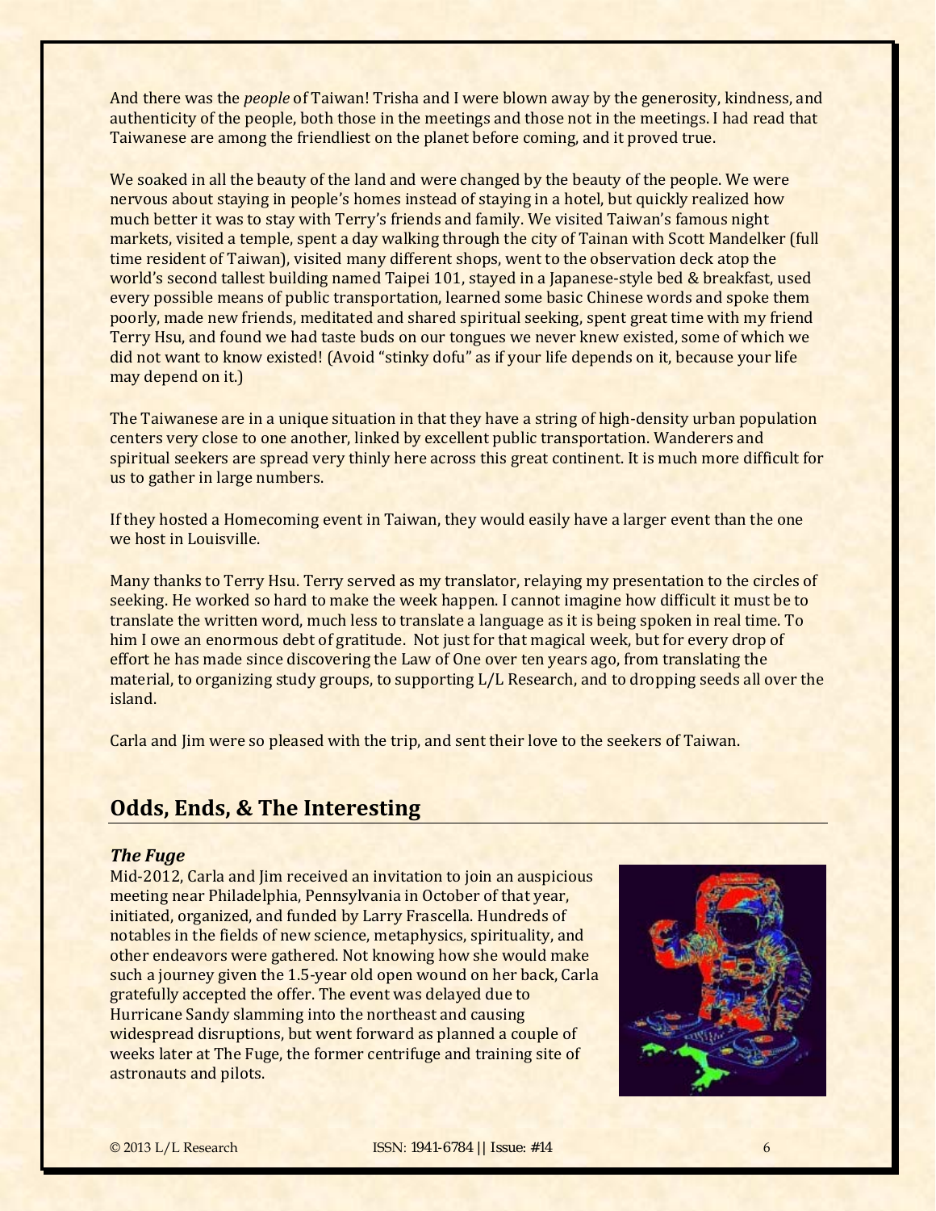And there was the *people* of Taiwan! Trisha and I were blown away by the generosity, kindness, and authenticity of the people, both those in the meetings and those not in the meetings. I had read that Taiwanese are among the friendliest on the planet before coming, and it proved true.

We soaked in all the beauty of the land and were changed by the beauty of the people. We were nervous about staying in people's homes instead of staying in a hotel, but quickly realized how much better it was to stay with Terry's friends and family. We visited Taiwan's famous night markets, visited a temple, spent a day walking through the city of Tainan with Scott Mandelker (full time resident of Taiwan), visited many different shops, went to the observation deck atop the world's second tallest building named Taipei 101, stayed in a Japanese-style bed & breakfast, used every possible means of public transportation, learned some basic Chinese words and spoke them poorly, made new friends, meditated and shared spiritual seeking, spent great time with my friend Terry Hsu, and found we had taste buds on our tongues we never knew existed, some of which we did not want to know existed! (Avoid "stinky dofu" as if your life depends on it, because your life may depend on it.)

The Taiwanese are in a unique situation in that they have a string of high-density urban population centers very close to one another, linked by excellent public transportation. Wanderers and spiritual seekers are spread very thinly here across this great continent. It is much more difficult for us to gather in large numbers.

If they hosted a Homecoming event in Taiwan, they would easily have a larger event than the one we host in Louisville.

Many thanks to Terry Hsu. Terry served as my translator, relaying my presentation to the circles of seeking. He worked so hard to make the week happen. I cannot imagine how difficult it must be to translate the written word, much less to translate a language as it is being spoken in real time. To him I owe an enormous debt of gratitude. Not just for that magical week, but for every drop of effort he has made since discovering the Law of One over ten years ago, from translating the material, to organizing study groups, to supporting L/L Research, and to dropping seeds all over the island.

Carla and Jim were so pleased with the trip, and sent their love to the seekers of Taiwan.

## Odds, Ends, & The Interesting

### *The Fuge*

Mid-2012, Carla and Jim received an invitation to join an auspicious meeting near Philadelphia, Pennsylvania in October of that year, initiated, organized, and funded by Larry Frascella. Hundreds of notables in the fields of new science, metaphysics, spirituality, and other endeavors were gathered. Not knowing how she would make such a journey given the 1.5-year old open wound on her back, Carla gratefully accepted the offer. The event was delayed due to Hurricane Sandy slamming into the northeast and causing widespread disruptions, but went forward as planned a couple of weeks later at The Fuge, the former centrifuge and training site of astronauts and pilots.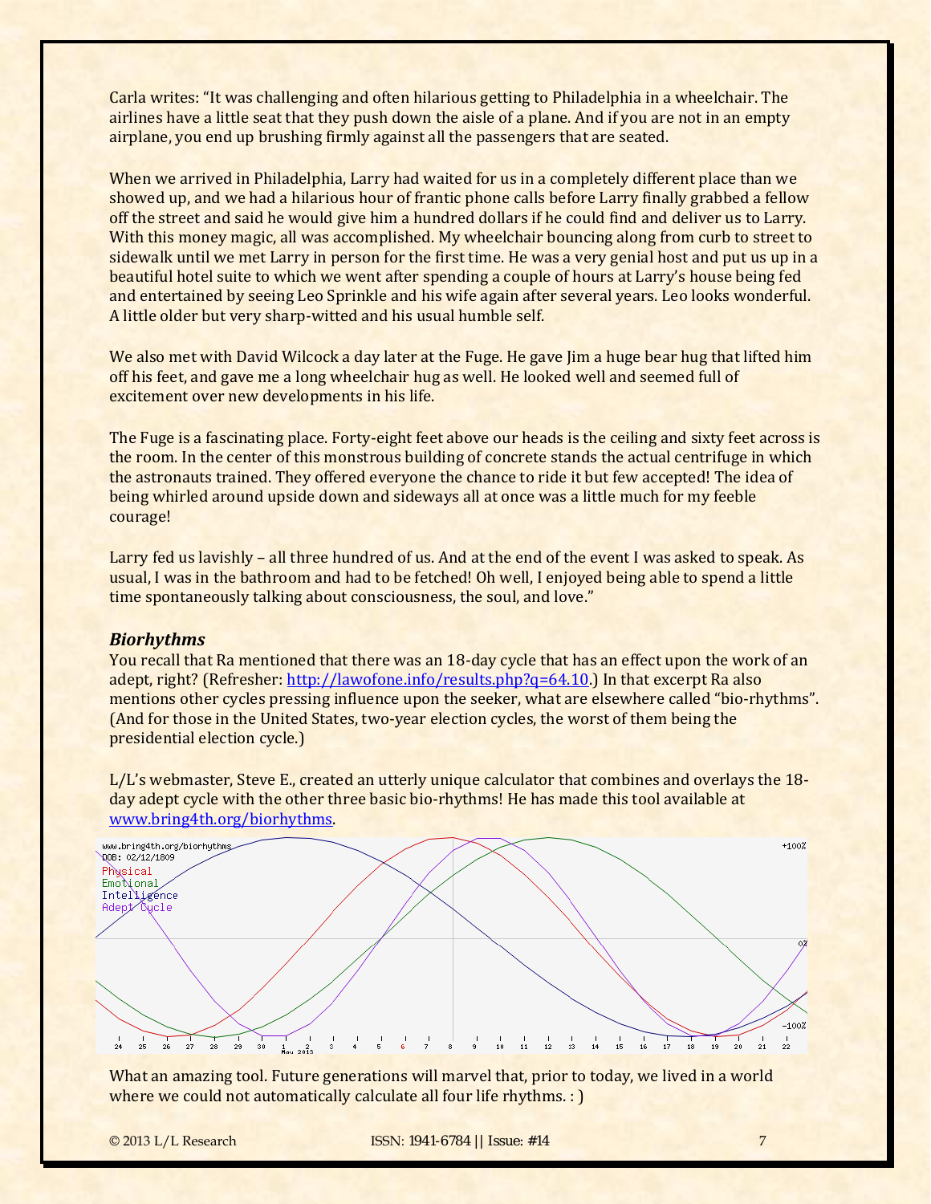Carla writes: "It was challenging and often hilarious getting to Philadelphia in a wheelchair. The airlines have a little seat that they push down the aisle of a plane. And if you are not in an empty airplane, you end up brushing firmly against all the passengers that are seated.

When we arrived in Philadelphia, Larry had waited for us in a completely different place than we showed up, and we had a hilarious hour of frantic phone calls before Larry finally grabbed a fellow off the street and said he would give him a hundred dollars if he could find and deliver us to Larry. With this money magic, all was accomplished. My wheelchair bouncing along from curb to street to sidewalk until we met Larry in person for the first time. He was a very genial host and put us up in a beautiful hotel suite to which we went after spending a couple of hours at Larry's house being fed and entertained by seeing Leo Sprinkle and his wife again after several years. Leo looks wonderful. A little older but very sharp-witted and his usual humble self.

We also met with David Wilcock a day later at the Fuge. He gave Jim a huge bear hug that lifted him off his feet, and gave me a long wheelchair hug as well. He looked well and seemed full of excitement over new developments in his life.

The Fuge is a fascinating place. Forty-eight feet above our heads is the ceiling and sixty feet across is the room. In the center of this monstrous building of concrete stands the actual centrifuge in which the astronauts trained. They offered everyone the chance to ride it but few accepted! The idea of being whirled around upside down and sideways all at once was a little much for my feeble courage!

Larry fed us lavishly – all three hundred of us. And at the end of the event I was asked to speak. As usual, I was in the bathroom and had to be fetched! Oh well, I enjoyed being able to spend a little time spontaneously talking about consciousness, the soul, and love."

### *Biorhythms*

You recall that Ra mentioned that there was an 18-day cycle that has an effect upon the work of an adept, right? (Refresher: http://lawofone.info/results.php?q=64.10.) In that excerpt Ra also mentions other cycles pressing influence upon the seeker, what are elsewhere called "bio-rhythms". (And for those in the United States, two-year election cycles, the worst of them being the presidential election cycle.)

L/L's webmaster, Steve E., created an utterly unique calculator that combines and overlays the 18-day adept cycle with the other three basic bio-rhythms! He has made this tool available at www.bring4th.org/biorhythms.

What an amazing tool. Future generations will marvel that, prior to today, we lived in a world where we could not automatically calculate all four life rhythms. : )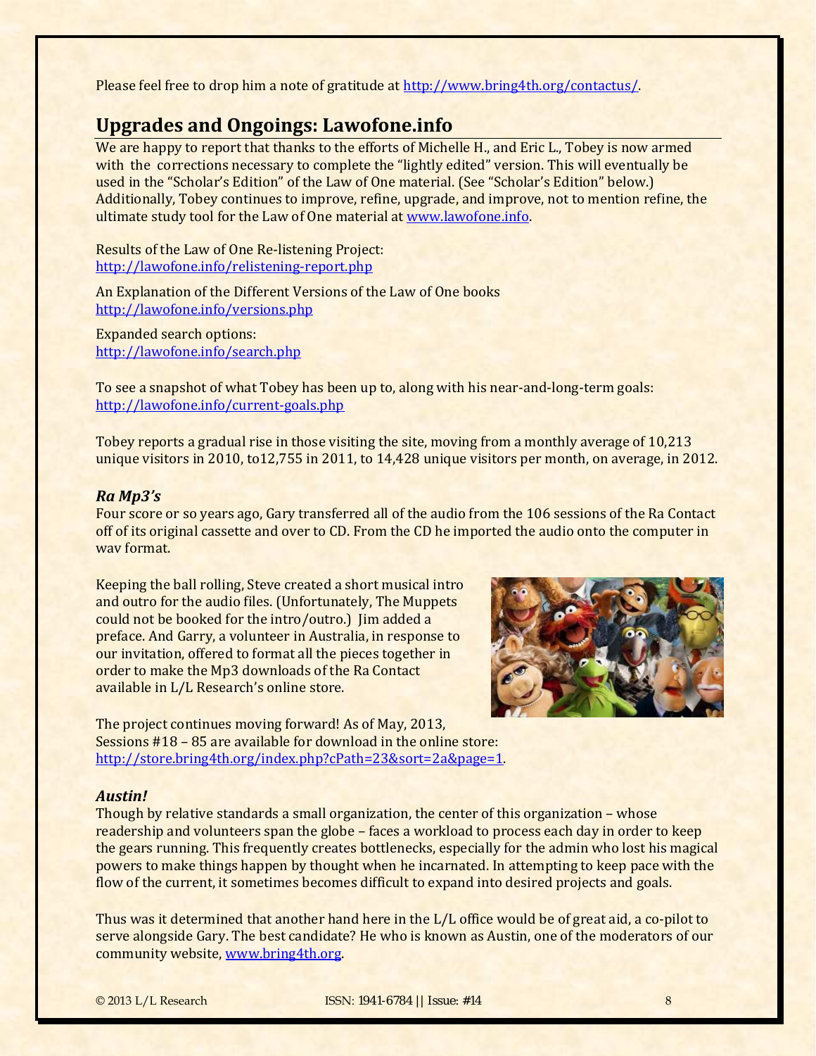Please feel free to drop him a note of gratitude at [http://www.bring4th.org/contactus/](http://www.bring4th.org/contactus/).

## Upgrades and Ongoings: Lawofone.info

We are happy to report that thanks to the efforts of Michelle H., and Eric L., Tobey is now armed with the corrections necessary to complete the "lightly edited" version. This will eventually be used in the "Scholar's Edition" of the Law of One material. (See "Scholar's Edition" below.) Additionally, Tobey continues to improve, refine, upgrade, and improve, not to mention refine, the ultimate study tool for the Law of One material at [www.lawofone.info](http://www.lawofone.info).

Results of the Law of One Re-listening Project:
[http://lawofone.info/relistening-report.php](http://lawofone.info/relistening-report.php)

An Explanation of the Different Versions of the Law of One books
[http://lawofone.info/versions.php](http://lawofone.info/versions.php)

Expanded search options:
[http://lawofone.info/search.php](http://lawofone.info/search.php)

To see a snapshot of what Tobey has been up to, along with his near-and-long-term goals:
[http://lawofone.info/current-goals.php](http://lawofone.info/current-goals.php)

Tobey reports a gradual rise in those visiting the site, moving from a monthly average of 10,213 unique visitors in 2010, to12,755 in 2011, to 14,428 unique visitors per month, on average, in 2012.

### *Ra Mp3's*

Four score or so years ago, Gary transferred all of the audio from the 106 sessions of the Ra Contact off of its original cassette and over to CD. From the CD he imported the audio onto the computer in wav format.

Keeping the ball rolling, Steve created a short musical intro and outro for the audio files. (Unfortunately, The Muppets could not be booked for the intro/outro.) Jim added a preface. And Garry, a volunteer in Australia, in response to our invitation, offered to format all the pieces together in order to make the Mp3 downloads of the Ra Contact available in L/L Research's online store.

The project continues moving forward! As of May, 2013, Sessions #18 – 85 are available for download in the online store: [http://store.bring4th.org/index.php?cPath=23&sort=2a&page=1](http://store.bring4th.org/index.php?cPath=23&sort=2a&page=1).

### *Austin!*

Though by relative standards a small organization, the center of this organization – whose readership and volunteers span the globe – faces a workload to process each day in order to keep the gears running. This frequently creates bottlenecks, especially for the admin who lost his magical powers to make things happen by thought when he incarnated. In attempting to keep pace with the flow of the current, it sometimes becomes difficult to expand into desired projects and goals.

Thus was it determined that another hand here in the L/L office would be of great aid, a co-pilot to serve alongside Gary. The best candidate? He who is known as Austin, one of the moderators of our community website, [www.bring4th.org](http://www.bring4th.org).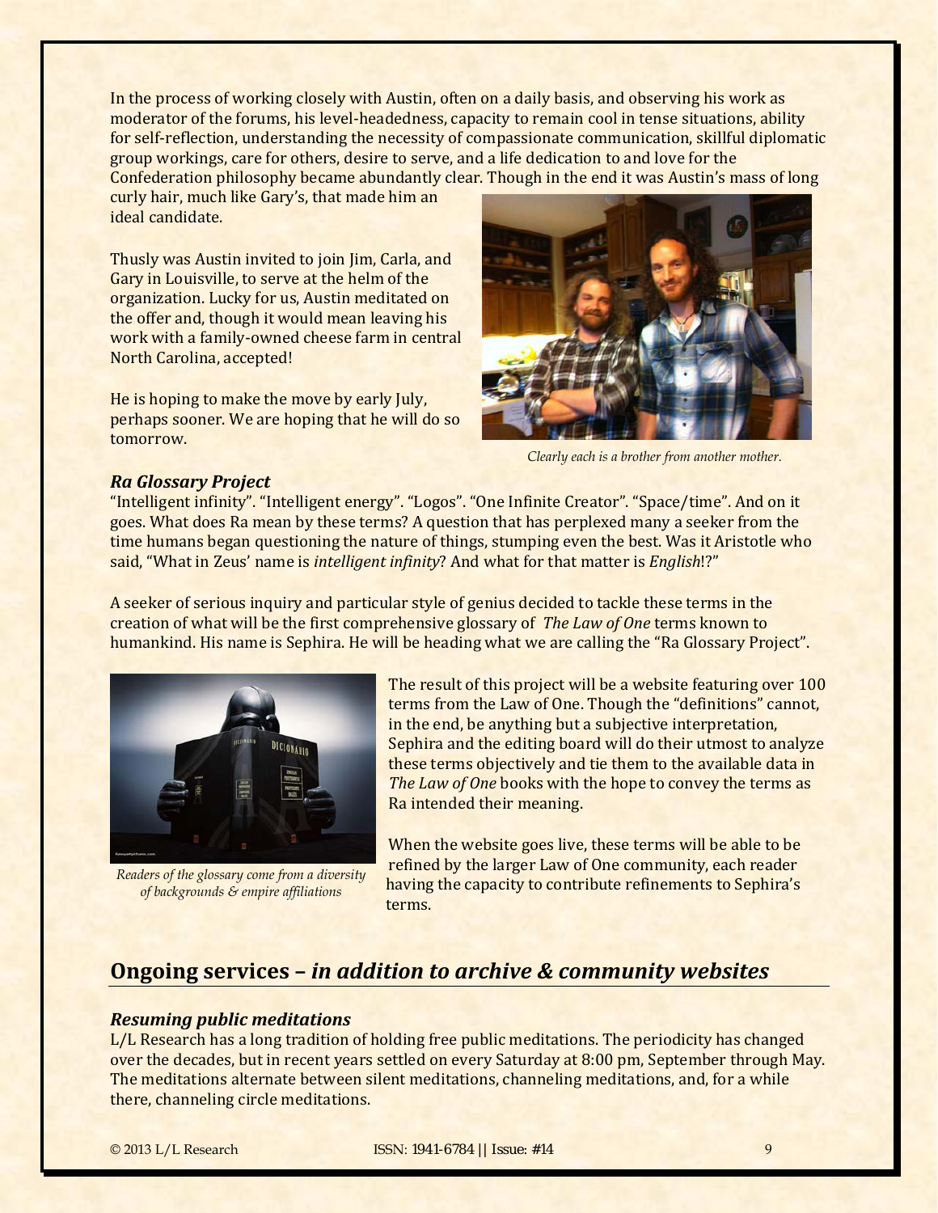In the process of working closely with Austin, often on a daily basis, and observing his work as moderator of the forums, his level-headedness, capacity to remain cool in tense situations, ability for self-reflection, understanding the necessity of compassionate communication, skillful diplomatic group workings, care for others, desire to serve, and a life dedication to and love for the Confederation philosophy became abundantly clear. Though in the end it was Austin's mass of long curly hair, much like Gary's, that made him an ideal candidate.

Thusly was Austin invited to join Jim, Carla, and Gary in Louisville, to serve at the helm of the organization. Lucky for us, Austin meditated on the offer and, though it would mean leaving his work with a family-owned cheese farm in central North Carolina, accepted!

He is hoping to make the move by early July, perhaps sooner. We are hoping that he will do so tomorrow.

*Clearly each is a brother from another mother.*

### *Ra Glossary Project*

"Intelligent infinity". "Intelligent energy". "Logos". "One Infinite Creator". "Space/time". And on it goes. What does Ra mean by these terms? A question that has perplexed many a seeker from the time humans began questioning the nature of things, stumping even the best. Was it Aristotle who said, "What in Zeus' name is *intelligent infinity*? And what for that matter is *English*!?"

A seeker of serious inquiry and particular style of genius decided to tackle these terms in the creation of what will be the first comprehensive glossary of *The Law of One* terms known to humankind. His name is Sephira. He will be heading what we are calling the "Ra Glossary Project".

*Readers of the glossary come from a diversity of backgrounds & empire affiliations*

The result of this project will be a website featuring over 100 terms from the Law of One. Though the "definitions" cannot, in the end, be anything but a subjective interpretation, Sephira and the editing board will do their utmost to analyze these terms objectively and tie them to the available data in *The Law of One* books with the hope to convey the terms as Ra intended their meaning.

When the website goes live, these terms will be able to be refined by the larger Law of One community, each reader having the capacity to contribute refinements to Sephira's terms.

## Ongoing services – *in addition to archive & community websites*

### *Resuming public meditations*

L/L Research has a long tradition of holding free public meditations. The periodicity has changed over the decades, but in recent years settled on every Saturday at 8:00 pm, September through May. The meditations alternate between silent meditations, channeling meditations, and, for a while there, channeling circle meditations.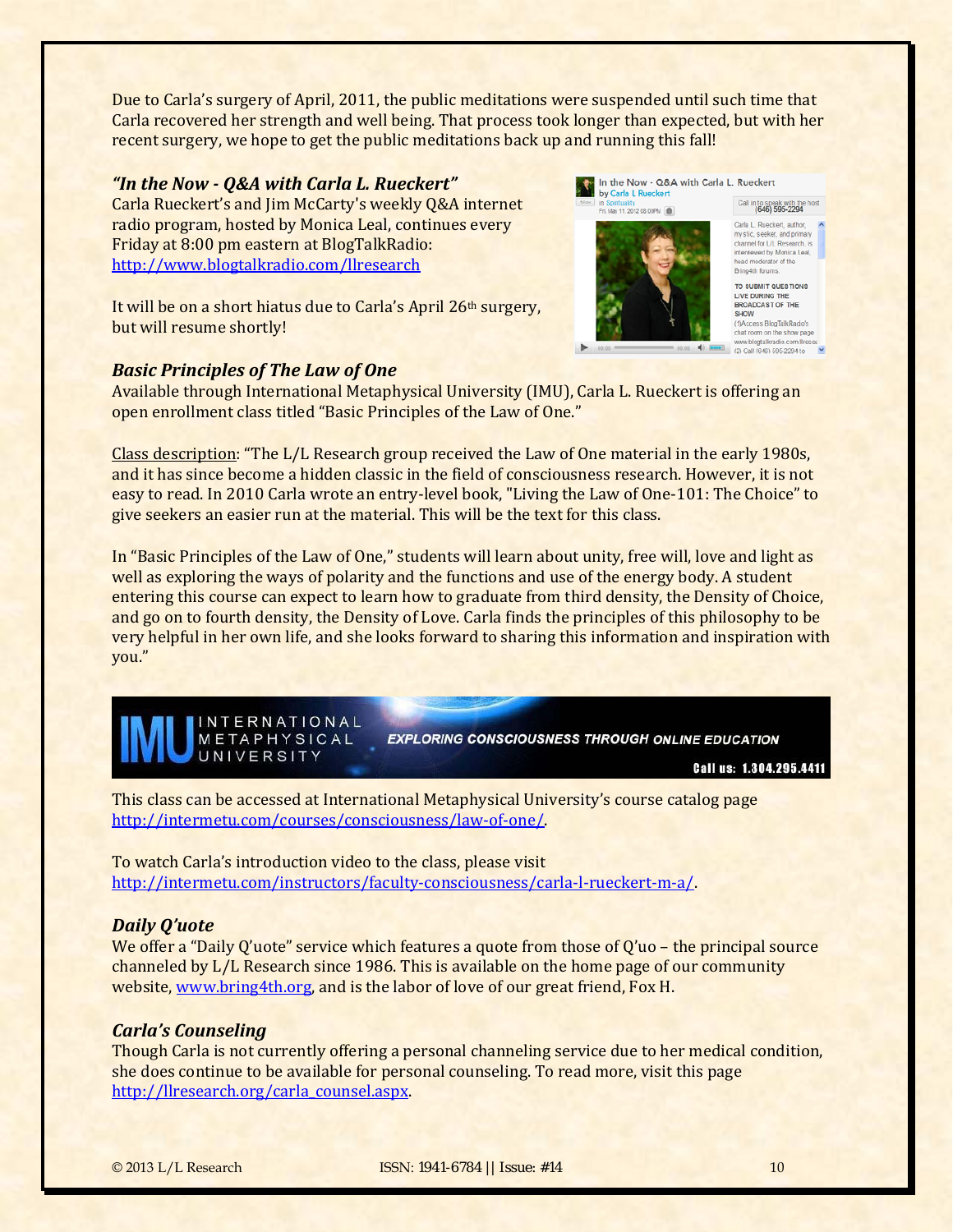Due to Carla's surgery of April, 2011, the public meditations were suspended until such time that Carla recovered her strength and well being. That process took longer than expected, but with her recent surgery, we hope to get the public meditations back up and running this fall!

### *"In the Now - Q&A with Carla L. Rueckert"*

Carla Rueckert's and Jim McCarty's weekly Q&A internet radio program, hosted by Monica Leal, continues every Friday at 8:00 pm eastern at BlogTalkRadio: http://www.blogtalkradio.com/llresearch

It will be on a short hiatus due to Carla's April 26th surgery, but will resume shortly!

### *Basic Principles of The Law of One*

Available through International Metaphysical University (IMU), Carla L. Rueckert is offering an open enrollment class titled "Basic Principles of the Law of One."

Class description: "The L/L Research group received the Law of One material in the early 1980s, and it has since become a hidden classic in the field of consciousness research. However, it is not easy to read. In 2010 Carla wrote an entry-level book, "Living the Law of One-101: The Choice" to give seekers an easier run at the material. This will be the text for this class.

In "Basic Principles of the Law of One," students will learn about unity, free will, love and light as well as exploring the ways of polarity and the functions and use of the energy body. A student entering this course can expect to learn how to graduate from third density, the Density of Choice, and go on to fourth density, the Density of Love. Carla finds the principles of this philosophy to be very helpful in her own life, and she looks forward to sharing this information and inspiration with you."

IMU INTERNATIONAL METAPHYSICAL UNIVERSITY — EXPLORING CONSCIOUSNESS THROUGH ONLINE EDUCATION — Call us: 1.304.295.4411

This class can be accessed at International Metaphysical University's course catalog page http://intermetu.com/courses/consciousness/law-of-one/.

To watch Carla's introduction video to the class, please visit http://intermetu.com/instructors/faculty-consciousness/carla-l-rueckert-m-a/.

### *Daily Q'uote*

We offer a "Daily Q'uote" service which features a quote from those of Q'uo – the principal source channeled by L/L Research since 1986. This is available on the home page of our community website, www.bring4th.org, and is the labor of love of our great friend, Fox H.

### *Carla's Counseling*

Though Carla is not currently offering a personal channeling service due to her medical condition, she does continue to be available for personal counseling. To read more, visit this page http://llresearch.org/carla_counsel.aspx.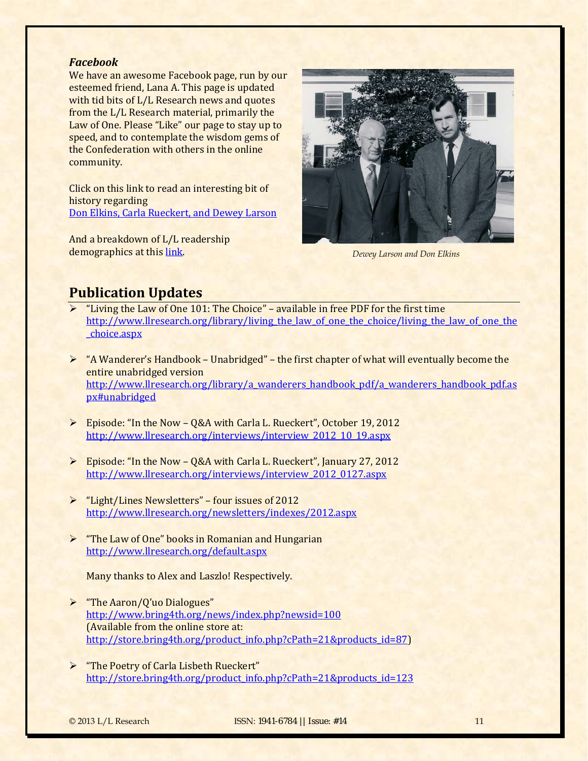### *Facebook*

We have an awesome Facebook page, run by our esteemed friend, Lana A. This page is updated with tid bits of L/L Research news and quotes from the L/L Research material, primarily the Law of One. Please "Like" our page to stay up to speed, and to contemplate the wisdom gems of the Confederation with others in the online community.

Click on this link to read an interesting bit of history regarding Don Elkins, Carla Rueckert, and Dewey Larson

And a breakdown of L/L readership demographics at this link.

*Dewey Larson and Don Elkins*

## Publication Updates

- "Living the Law of One 101: The Choice" – available in free PDF for the first time
  http://www.llresearch.org/library/living_the_law_of_one_the_choice/living_the_law_of_one_the_choice.aspx

- "A Wanderer's Handbook – Unabridged" – the first chapter of what will eventually become the entire unabridged version
  http://www.llresearch.org/library/a_wanderers_handbook_pdf/a_wanderers_handbook_pdf.aspx#unabridged

- Episode: "In the Now – Q&A with Carla L. Rueckert", October 19, 2012
  http://www.llresearch.org/interviews/interview_2012_10_19.aspx

- Episode: "In the Now – Q&A with Carla L. Rueckert", January 27, 2012
  http://www.llresearch.org/interviews/interview_2012_0127.aspx

- "Light/Lines Newsletters" – four issues of 2012
  http://www.llresearch.org/newsletters/indexes/2012.aspx

- "The Law of One" books in Romanian and Hungarian
  http://www.llresearch.org/default.aspx

  Many thanks to Alex and Laszlo! Respectively.

- "The Aaron/Q'uo Dialogues"
  http://www.bring4th.org/news/index.php?newsid=100
  (Available from the online store at:
  http://store.bring4th.org/product_info.php?cPath=21&products_id=87)

- "The Poetry of Carla Lisbeth Rueckert"
  http://store.bring4th.org/product_info.php?cPath=21&products_id=123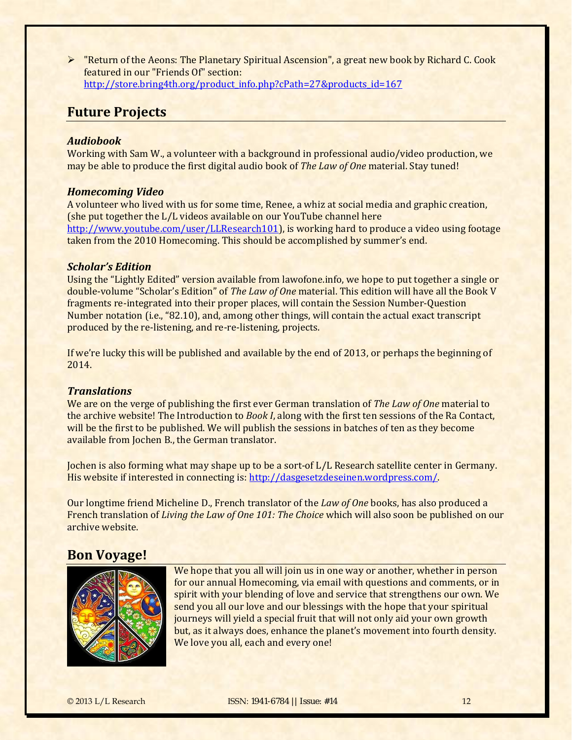- "Return of the Aeons: The Planetary Spiritual Ascension", a great new book by Richard C. Cook featured in our "Friends Of" section: http://store.bring4th.org/product_info.php?cPath=27&products_id=167

## Future Projects

### *Audiobook*

Working with Sam W., a volunteer with a background in professional audio/video production, we may be able to produce the first digital audio book of *The Law of One* material. Stay tuned!

### *Homecoming Video*

A volunteer who lived with us for some time, Renee, a whiz at social media and graphic creation, (she put together the L/L videos available on our YouTube channel here http://www.youtube.com/user/LLResearch101), is working hard to produce a video using footage taken from the 2010 Homecoming. This should be accomplished by summer's end.

### *Scholar's Edition*

Using the "Lightly Edited" version available from lawofone.info, we hope to put together a single or double-volume "Scholar's Edition" of *The Law of One* material. This edition will have all the Book V fragments re-integrated into their proper places, will contain the Session Number-Question Number notation (i.e., "82.10), and, among other things, will contain the actual exact transcript produced by the re-listening, and re-re-listening, projects.

If we're lucky this will be published and available by the end of 2013, or perhaps the beginning of 2014.

### *Translations*

We are on the verge of publishing the first ever German translation of *The Law of One* material to the archive website! The Introduction to *Book I*, along with the first ten sessions of the Ra Contact, will be the first to be published. We will publish the sessions in batches of ten as they become available from Jochen B., the German translator.

Jochen is also forming what may shape up to be a sort-of L/L Research satellite center in Germany. His website if interested in connecting is: http://dasgesetzdeseinen.wordpress.com/.

Our longtime friend Micheline D., French translator of the *Law of One* books, has also produced a French translation of *Living the Law of One 101: The Choice* which will also soon be published on our archive website.

## Bon Voyage!

We hope that you all will join us in one way or another, whether in person for our annual Homecoming, via email with questions and comments, or in spirit with your blending of love and service that strengthens our own. We send you all our love and our blessings with the hope that your spiritual journeys will yield a special fruit that will not only aid your own growth but, as it always does, enhance the planet's movement into fourth density. We love you all, each and every one!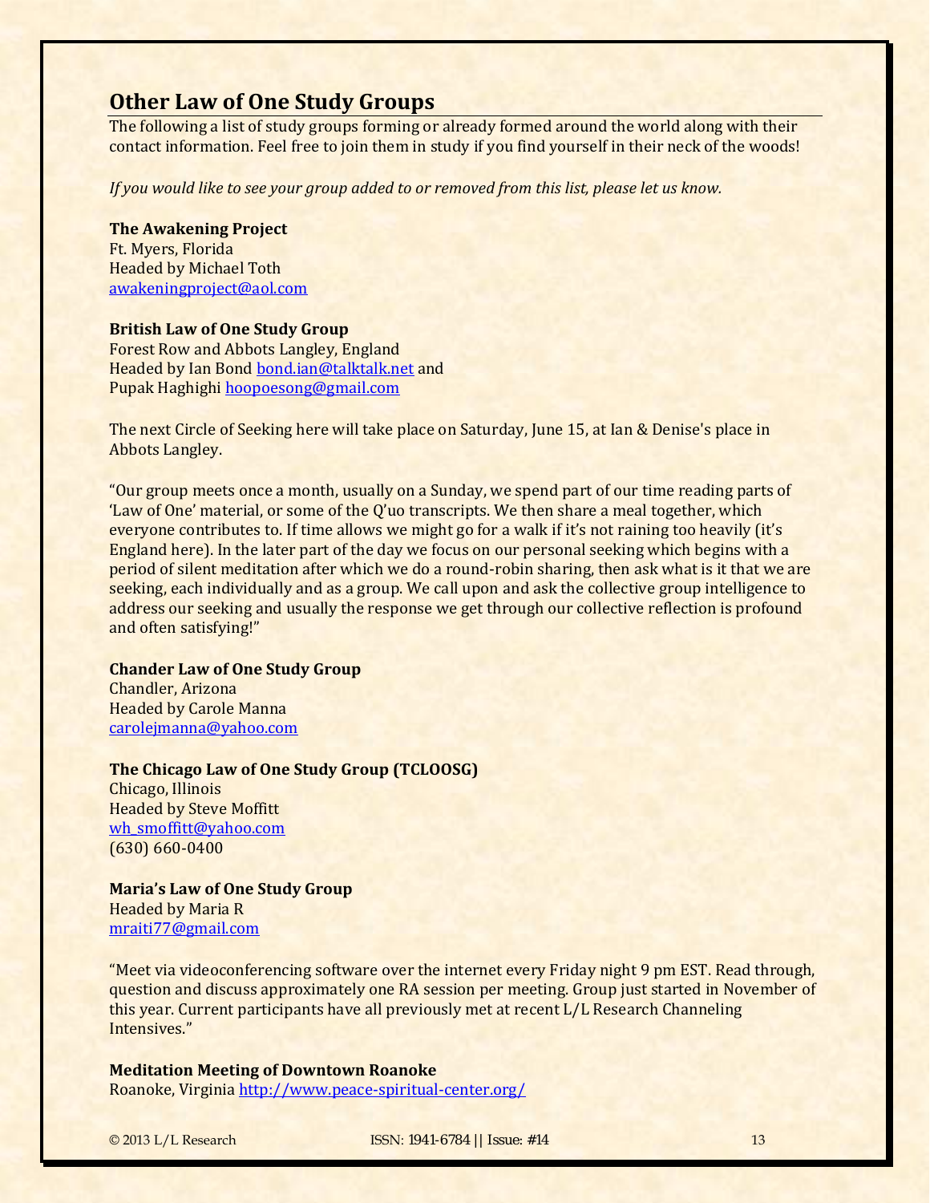## Other Law of One Study Groups

The following a list of study groups forming or already formed around the world along with their contact information. Feel free to join them in study if you find yourself in their neck of the woods!

*If you would like to see your group added to or removed from this list, please let us know.*

**The Awakening Project**
Ft. Myers, Florida
Headed by Michael Toth
awakeningproject@aol.com

**British Law of One Study Group**
Forest Row and Abbots Langley, England
Headed by Ian Bond bond.ian@talktalk.net and
Pupak Haghighi hoopoesong@gmail.com

The next Circle of Seeking here will take place on Saturday, June 15, at Ian & Denise's place in Abbots Langley.

"Our group meets once a month, usually on a Sunday, we spend part of our time reading parts of 'Law of One' material, or some of the Q'uo transcripts. We then share a meal together, which everyone contributes to. If time allows we might go for a walk if it's not raining too heavily (it's England here). In the later part of the day we focus on our personal seeking which begins with a period of silent meditation after which we do a round-robin sharing, then ask what is it that we are seeking, each individually and as a group. We call upon and ask the collective group intelligence to address our seeking and usually the response we get through our collective reflection is profound and often satisfying!"

**Chander Law of One Study Group**
Chandler, Arizona
Headed by Carole Manna
carolejmanna@yahoo.com

**The Chicago Law of One Study Group (TCLOOSG)**
Chicago, Illinois
Headed by Steve Moffitt
wh_smoffitt@yahoo.com
(630) 660-0400

**Maria's Law of One Study Group**
Headed by Maria R
mraiti77@gmail.com

"Meet via videoconferencing software over the internet every Friday night 9 pm EST. Read through, question and discuss approximately one RA session per meeting. Group just started in November of this year. Current participants have all previously met at recent L/L Research Channeling Intensives."

**Meditation Meeting of Downtown Roanoke**
Roanoke, Virginia http://www.peace-spiritual-center.org/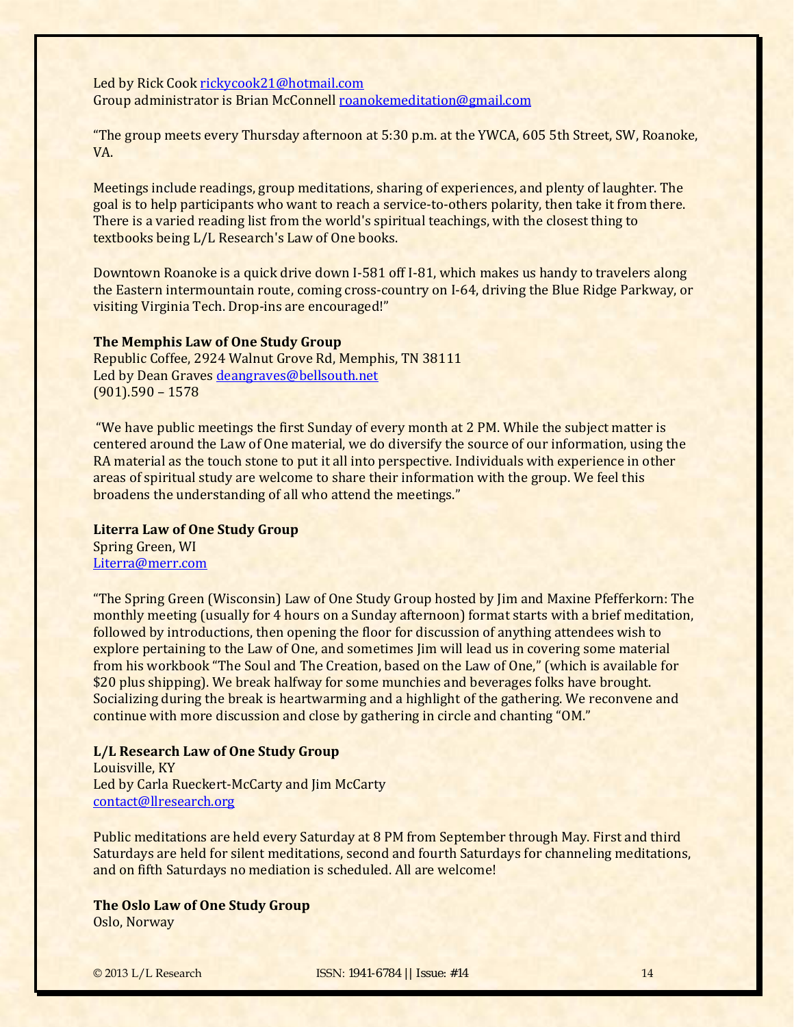Led by Rick Cook rickycook21@hotmail.com
Group administrator is Brian McConnell roanokemeditation@gmail.com

"The group meets every Thursday afternoon at 5:30 p.m. at the YWCA, 605 5th Street, SW, Roanoke, VA.

Meetings include readings, group meditations, sharing of experiences, and plenty of laughter. The goal is to help participants who want to reach a service-to-others polarity, then take it from there. There is a varied reading list from the world's spiritual teachings, with the closest thing to textbooks being L/L Research's Law of One books.

Downtown Roanoke is a quick drive down I-581 off I-81, which makes us handy to travelers along the Eastern intermountain route, coming cross-country on I-64, driving the Blue Ridge Parkway, or visiting Virginia Tech. Drop-ins are encouraged!"

**The Memphis Law of One Study Group**
Republic Coffee, 2924 Walnut Grove Rd, Memphis, TN 38111
Led by Dean Graves deangraves@bellsouth.net
(901).590 – 1578

"We have public meetings the first Sunday of every month at 2 PM. While the subject matter is centered around the Law of One material, we do diversify the source of our information, using the RA material as the touch stone to put it all into perspective. Individuals with experience in other areas of spiritual study are welcome to share their information with the group. We feel this broadens the understanding of all who attend the meetings."

**Literra Law of One Study Group**
Spring Green, WI
Literra@merr.com

"The Spring Green (Wisconsin) Law of One Study Group hosted by Jim and Maxine Pfefferkorn: The monthly meeting (usually for 4 hours on a Sunday afternoon) format starts with a brief meditation, followed by introductions, then opening the floor for discussion of anything attendees wish to explore pertaining to the Law of One, and sometimes Jim will lead us in covering some material from his workbook "The Soul and The Creation, based on the Law of One," (which is available for $20 plus shipping). We break halfway for some munchies and beverages folks have brought. Socializing during the break is heartwarming and a highlight of the gathering. We reconvene and continue with more discussion and close by gathering in circle and chanting "OM."

**L/L Research Law of One Study Group**
Louisville, KY
Led by Carla Rueckert-McCarty and Jim McCarty
contact@llresearch.org

Public meditations are held every Saturday at 8 PM from September through May. First and third Saturdays are held for silent meditations, second and fourth Saturdays for channeling meditations, and on fifth Saturdays no mediation is scheduled. All are welcome!

**The Oslo Law of One Study Group**
Oslo, Norway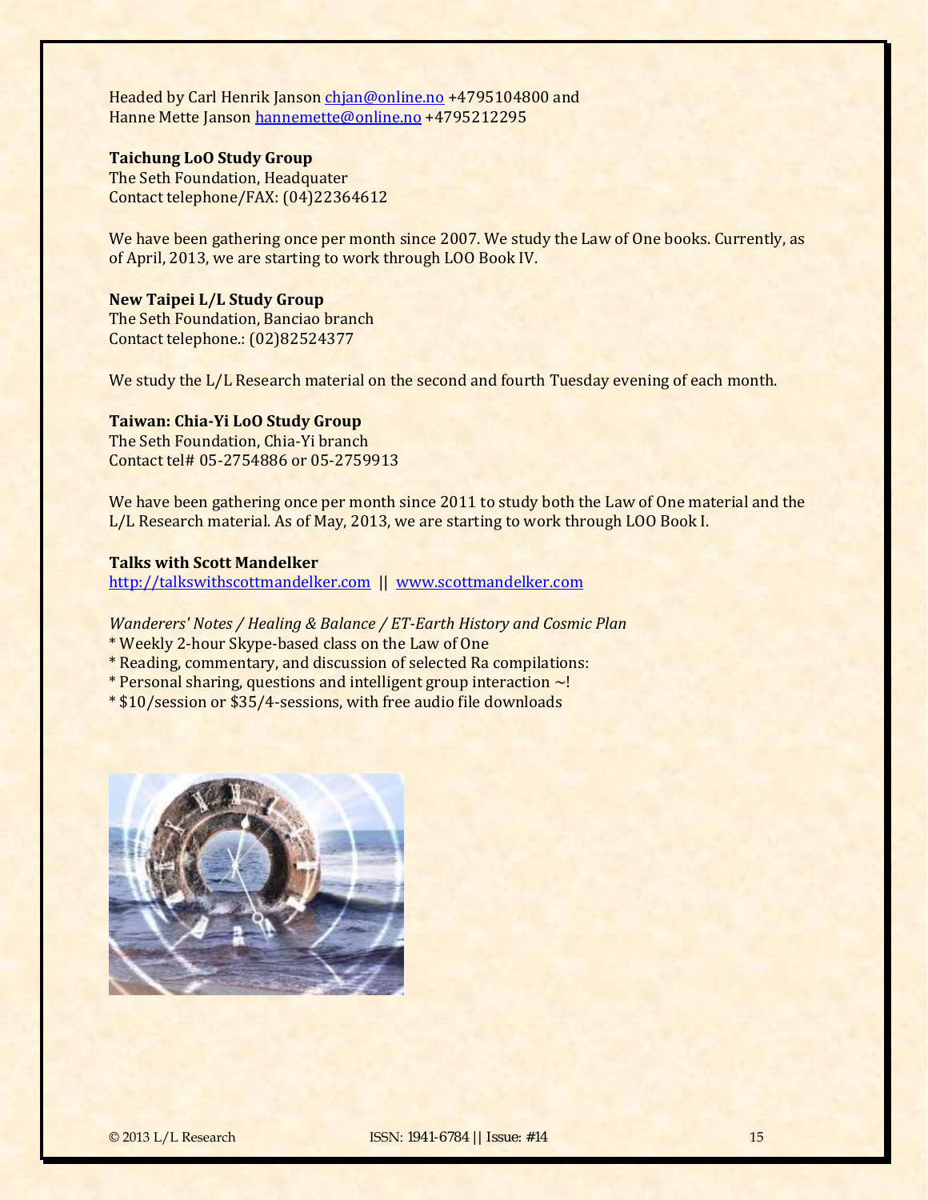Headed by Carl Henrik Janson chjan@online.no +4795104800 and
Hanne Mette Janson hannemette@online.no +4795212295

**Taichung LoO Study Group**
The Seth Foundation, Headquater
Contact telephone/FAX: (04)22364612

We have been gathering once per month since 2007. We study the Law of One books. Currently, as of April, 2013, we are starting to work through LOO Book IV.

**New Taipei L/L Study Group**
The Seth Foundation, Banciao branch
Contact telephone.: (02)82524377

We study the L/L Research material on the second and fourth Tuesday evening of each month.

**Taiwan: Chia-Yi LoO Study Group**
The Seth Foundation, Chia-Yi branch
Contact tel# 05-2754886 or 05-2759913

We have been gathering once per month since 2011 to study both the Law of One material and the L/L Research material. As of May, 2013, we are starting to work through LOO Book I.

**Talks with Scott Mandelker**
http://talkswithscottmandelker.com || www.scottmandelker.com

*Wanderers' Notes / Healing & Balance / ET-Earth History and Cosmic Plan*
* Weekly 2-hour Skype-based class on the Law of One
* Reading, commentary, and discussion of selected Ra compilations:
* Personal sharing, questions and intelligent group interaction ~!
* $10/session or $35/4-sessions, with free audio file downloads